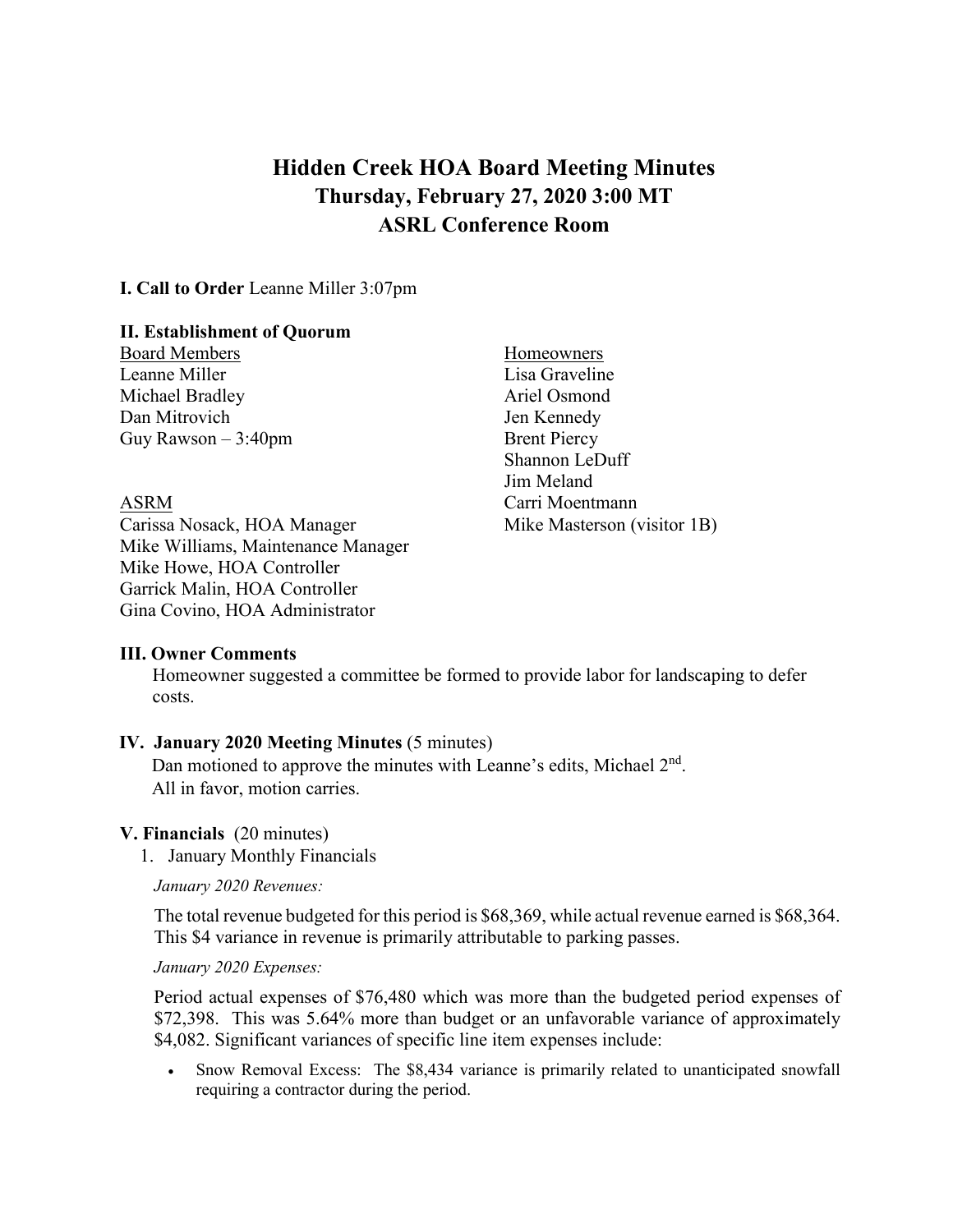# Hidden Creek HOA Board Meeting Minutes
## Thursday, February 27, 2020 3:00 MT
## ASRL Conference Room

**I. Call to Order** Leanne Miller 3:07pm

**II. Establishment of Quorum**

Board Members
Leanne Miller
Michael Bradley
Dan Mitrovich
Guy Rawson – 3:40pm

ASRM
Carissa Nosack, HOA Manager
Mike Williams, Maintenance Manager
Mike Howe, HOA Controller
Garrick Malin, HOA Controller
Gina Covino, HOA Administrator

Homeowners
Lisa Graveline
Ariel Osmond
Jen Kennedy
Brent Piercy
Shannon LeDuff
Jim Meland
Carri Moentmann
Mike Masterson (visitor 1B)

**III. Owner Comments**

Homeowner suggested a committee be formed to provide labor for landscaping to defer costs.

**IV. January 2020 Meeting Minutes** (5 minutes)

Dan motioned to approve the minutes with Leanne's edits, Michael 2nd.
All in favor, motion carries.

**V. Financials** (20 minutes)

1. January Monthly Financials

*January 2020 Revenues:*

The total revenue budgeted for this period is $68,369, while actual revenue earned is $68,364. This $4 variance in revenue is primarily attributable to parking passes.

*January 2020 Expenses:*

Period actual expenses of $76,480 which was more than the budgeted period expenses of $72,398. This was 5.64% more than budget or an unfavorable variance of approximately $4,082. Significant variances of specific line item expenses include:

- Snow Removal Excess: The $8,434 variance is primarily related to unanticipated snowfall requiring a contractor during the period.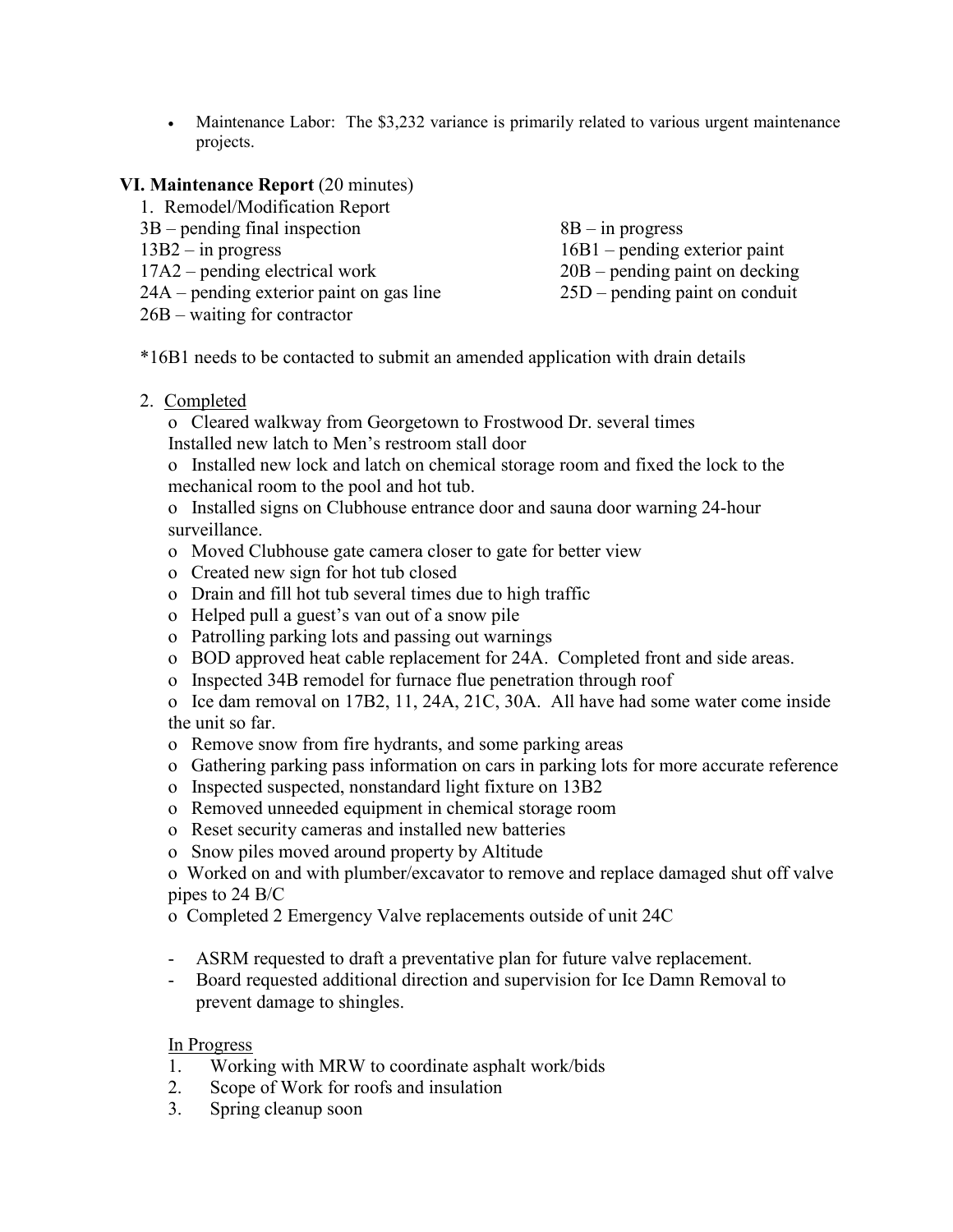- Maintenance Labor: The $3,232 variance is primarily related to various urgent maintenance projects.

## VI. Maintenance Report (20 minutes)

1. Remodel/Modification Report

3B – pending final inspection
8B – in progress
13B2 – in progress
16B1 – pending exterior paint
17A2 – pending electrical work
20B – pending paint on decking
24A – pending exterior paint on gas line
25D – pending paint on conduit
26B – waiting for contractor

*16B1 needs to be contacted to submit an amended application with drain details

2. Completed

- Cleared walkway from Georgetown to Frostwood Dr. several times
  Installed new latch to Men's restroom stall door
- Installed new lock and latch on chemical storage room and fixed the lock to the mechanical room to the pool and hot tub.
- Installed signs on Clubhouse entrance door and sauna door warning 24-hour surveillance.
- Moved Clubhouse gate camera closer to gate for better view
- Created new sign for hot tub closed
- Drain and fill hot tub several times due to high traffic
- Helped pull a guest's van out of a snow pile
- Patrolling parking lots and passing out warnings
- BOD approved heat cable replacement for 24A. Completed front and side areas.
- Inspected 34B remodel for furnace flue penetration through roof
- Ice dam removal on 17B2, 11, 24A, 21C, 30A. All have had some water come inside the unit so far.
- Remove snow from fire hydrants, and some parking areas
- Gathering parking pass information on cars in parking lots for more accurate reference
- Inspected suspected, nonstandard light fixture on 13B2
- Removed unneeded equipment in chemical storage room
- Reset security cameras and installed new batteries
- Snow piles moved around property by Altitude
- Worked on and with plumber/excavator to remove and replace damaged shut off valve pipes to 24 B/C
- Completed 2 Emergency Valve replacements outside of unit 24C

- ASRM requested to draft a preventative plan for future valve replacement.
- Board requested additional direction and supervision for Ice Damn Removal to prevent damage to shingles.

In Progress

1. Working with MRW to coordinate asphalt work/bids
2. Scope of Work for roofs and insulation
3. Spring cleanup soon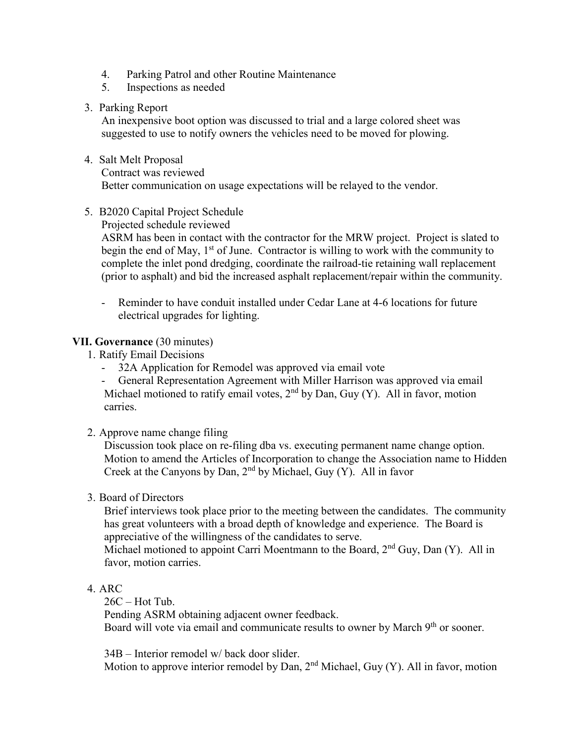4. Parking Patrol and other Routine Maintenance
5. Inspections as needed

3. Parking Report

   An inexpensive boot option was discussed to trial and a large colored sheet was suggested to use to notify owners the vehicles need to be moved for plowing.

4. Salt Melt Proposal

   Contract was reviewed

   Better communication on usage expectations will be relayed to the vendor.

5. B2020 Capital Project Schedule

   Projected schedule reviewed

   ASRM has been in contact with the contractor for the MRW project. Project is slated to begin the end of May, 1st of June. Contractor is willing to work with the community to complete the inlet pond dredging, coordinate the railroad-tie retaining wall replacement (prior to asphalt) and bid the increased asphalt replacement/repair within the community.

   - Reminder to have conduit installed under Cedar Lane at 4-6 locations for future electrical upgrades for lighting.

**VII. Governance** (30 minutes)

1. Ratify Email Decisions
   - 32A Application for Remodel was approved via email vote
   - General Representation Agreement with Miller Harrison was approved via email

   Michael motioned to ratify email votes, 2nd by Dan, Guy (Y). All in favor, motion carries.

2. Approve name change filing

   Discussion took place on re-filing dba vs. executing permanent name change option. Motion to amend the Articles of Incorporation to change the Association name to Hidden Creek at the Canyons by Dan, 2nd by Michael, Guy (Y). All in favor

3. Board of Directors

   Brief interviews took place prior to the meeting between the candidates. The community has great volunteers with a broad depth of knowledge and experience. The Board is appreciative of the willingness of the candidates to serve.

   Michael motioned to appoint Carri Moentmann to the Board, 2nd Guy, Dan (Y). All in favor, motion carries.

4. ARC

   26C – Hot Tub.

   Pending ASRM obtaining adjacent owner feedback.

   Board will vote via email and communicate results to owner by March 9th or sooner.

   34B – Interior remodel w/ back door slider.

   Motion to approve interior remodel by Dan, 2nd Michael, Guy (Y). All in favor, motion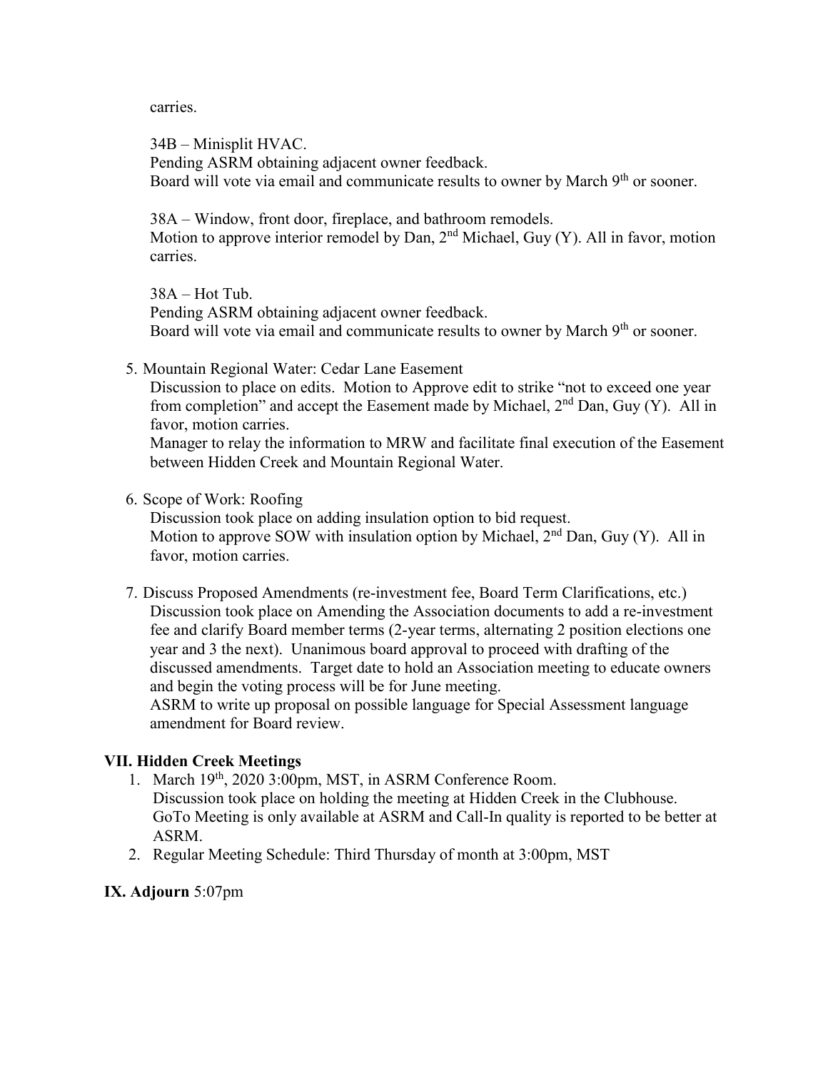carries.

34B – Minisplit HVAC.
Pending ASRM obtaining adjacent owner feedback.
Board will vote via email and communicate results to owner by March 9th or sooner.

38A – Window, front door, fireplace, and bathroom remodels.
Motion to approve interior remodel by Dan, 2nd Michael, Guy (Y). All in favor, motion carries.

38A – Hot Tub.
Pending ASRM obtaining adjacent owner feedback.
Board will vote via email and communicate results to owner by March 9th or sooner.

5. Mountain Regional Water: Cedar Lane Easement
   Discussion to place on edits. Motion to Approve edit to strike "not to exceed one year from completion" and accept the Easement made by Michael, 2nd Dan, Guy (Y). All in favor, motion carries.
   Manager to relay the information to MRW and facilitate final execution of the Easement between Hidden Creek and Mountain Regional Water.

6. Scope of Work: Roofing
   Discussion took place on adding insulation option to bid request.
   Motion to approve SOW with insulation option by Michael, 2nd Dan, Guy (Y). All in favor, motion carries.

7. Discuss Proposed Amendments (re-investment fee, Board Term Clarifications, etc.)
   Discussion took place on Amending the Association documents to add a re-investment fee and clarify Board member terms (2-year terms, alternating 2 position elections one year and 3 the next). Unanimous board approval to proceed with drafting of the discussed amendments. Target date to hold an Association meeting to educate owners and begin the voting process will be for June meeting.
   ASRM to write up proposal on possible language for Special Assessment language amendment for Board review.

## VII. Hidden Creek Meetings

1. March 19th, 2020 3:00pm, MST, in ASRM Conference Room.
   Discussion took place on holding the meeting at Hidden Creek in the Clubhouse. GoTo Meeting is only available at ASRM and Call-In quality is reported to be better at ASRM.
2. Regular Meeting Schedule: Third Thursday of month at 3:00pm, MST

## IX. Adjourn 5:07pm